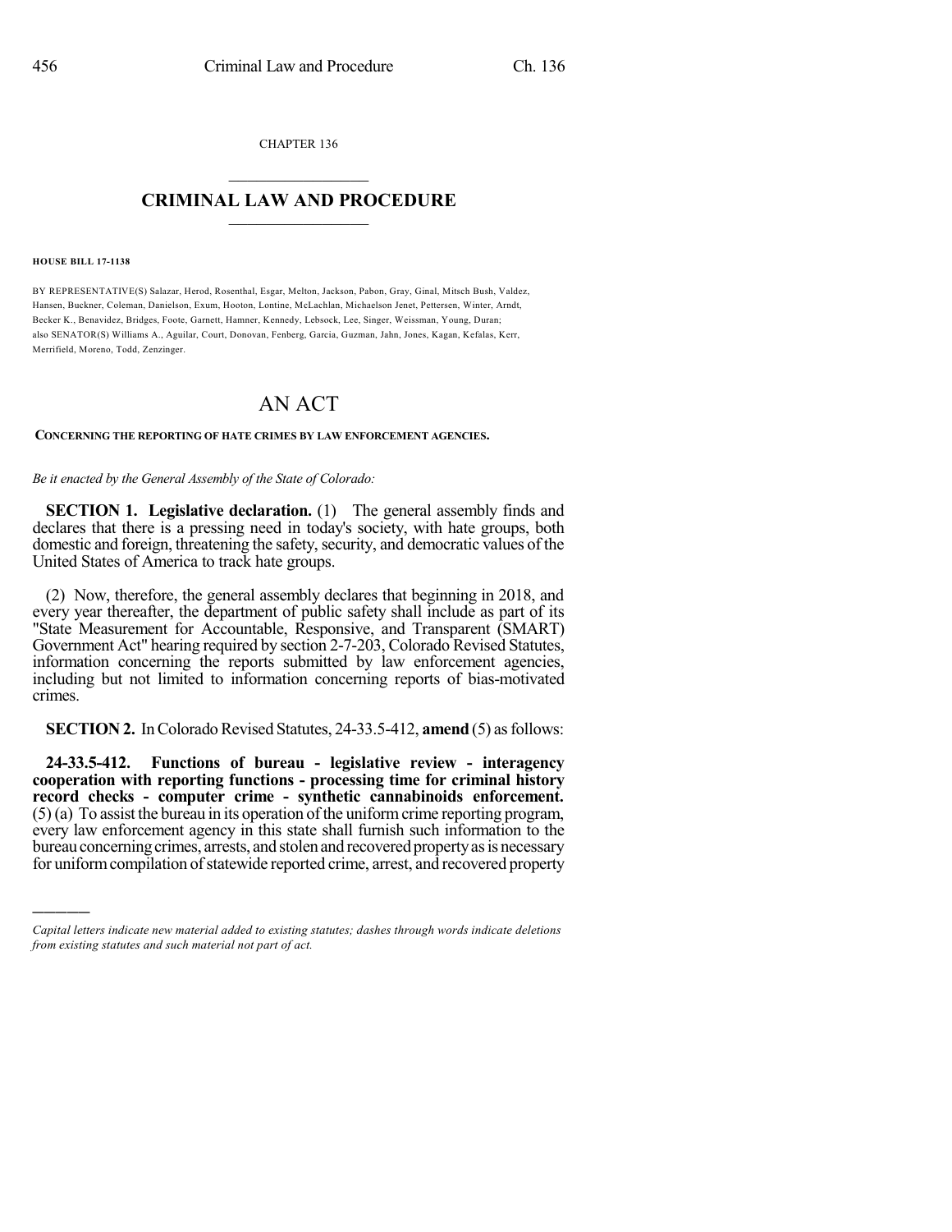CHAPTER 136

# CRIMINAL LAW AND PROCEDURE

**HOUSE BILL 17-1138**

BY REPRESENTATIVE(S) Salazar, Herod, Rosenthal, Esgar, Melton, Jackson, Pabon, Gray, Ginal, Mitsch Bush, Valdez, Hansen, Buckner, Coleman, Danielson, Exum, Hooton, Lontine, McLachlan, Michaelson Jenet, Pettersen, Winter, Arndt, Becker K., Benavidez, Bridges, Foote, Garnett, Hamner, Kennedy, Lebsock, Lee, Singer, Weissman, Young, Duran; also SENATOR(S) Williams A., Aguilar, Court, Donovan, Fenberg, Garcia, Guzman, Jahn, Jones, Kagan, Kefalas, Kerr, Merrifield, Moreno, Todd, Zenzinger.

# AN ACT

**CONCERNING THE REPORTING OF HATE CRIMES BY LAW ENFORCEMENT AGENCIES.**

*Be it enacted by the General Assembly of the State of Colorado:*

**SECTION 1. Legislative declaration.** (1) The general assembly finds and declares that there is a pressing need in today's society, with hate groups, both domestic and foreign, threatening the safety, security, and democratic values of the United States of America to track hate groups.

(2) Now, therefore, the general assembly declares that beginning in 2018, and every year thereafter, the department of public safety shall include as part of its "State Measurement for Accountable, Responsive, and Transparent (SMART) Government Act" hearing required by section 2-7-203, Colorado Revised Statutes, information concerning the reports submitted by law enforcement agencies, including but not limited to information concerning reports of bias-motivated crimes.

**SECTION 2.** In Colorado Revised Statutes, 24-33.5-412, **amend** (5) as follows:

**24-33.5-412. Functions of bureau - legislative review - interagency cooperation with reporting functions - processing time for criminal history record checks - computer crime - synthetic cannabinoids enforcement.** (5) (a) To assist the bureau in its operation of the uniform crime reporting program, every law enforcement agency in this state shall furnish such information to the bureau concerning crimes, arrests, and stolen and recovered property as is necessary for uniform compilation of statewide reported crime, arrest, and recovered property

*Capital letters indicate new material added to existing statutes; dashes through words indicate deletions from existing statutes and such material not part of act.*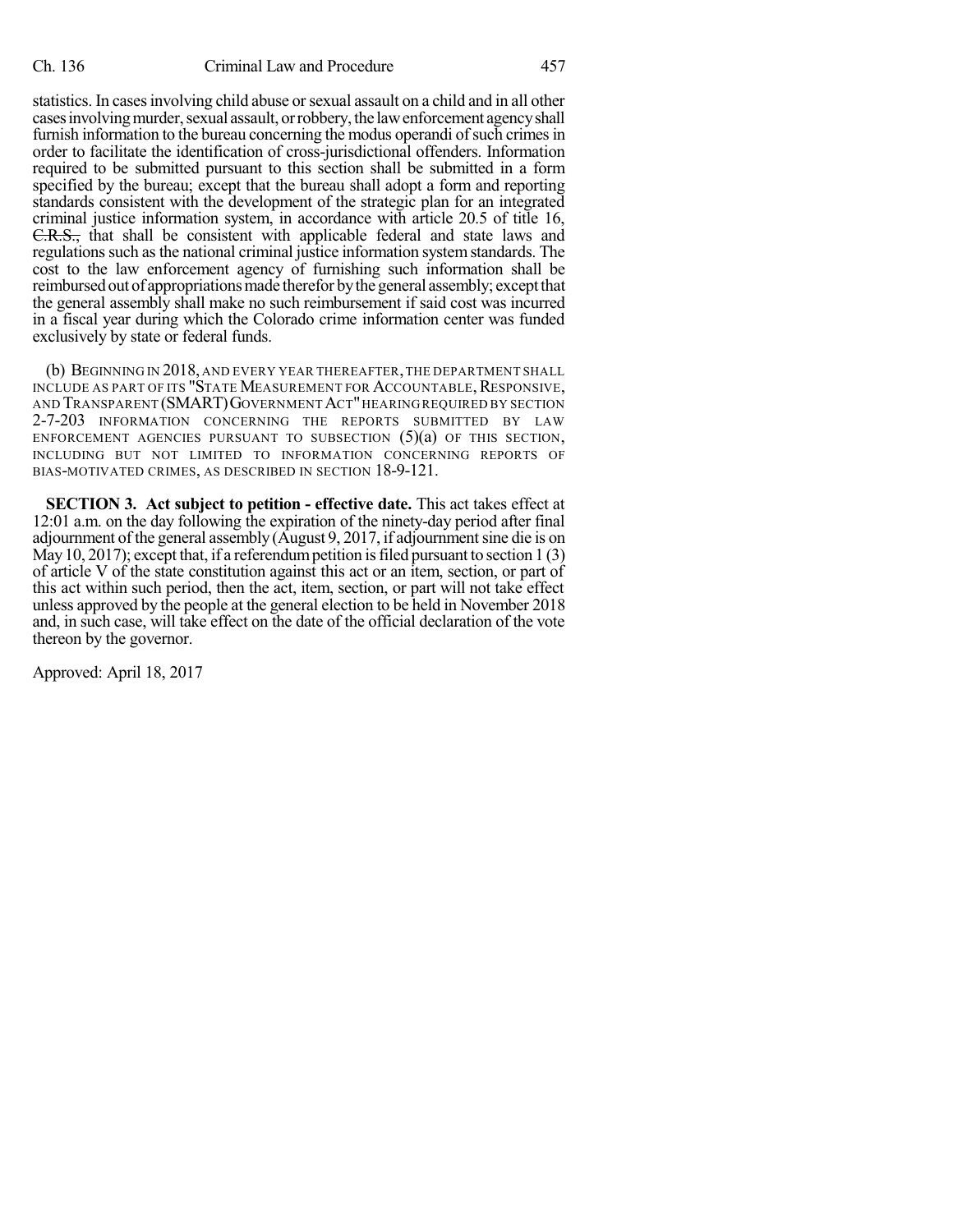statistics. In cases involving child abuse or sexual assault on a child and in all other cases involving murder, sexual assault, or robbery, the law enforcement agency shall furnish information to the bureau concerning the modus operandi of such crimes in order to facilitate the identification of cross-jurisdictional offenders. Information required to be submitted pursuant to this section shall be submitted in a form specified by the bureau; except that the bureau shall adopt a form and reporting standards consistent with the development of the strategic plan for an integrated criminal justice information system, in accordance with article 20.5 of title 16, ~~C.R.S.,~~ that shall be consistent with applicable federal and state laws and regulations such as the national criminal justice information system standards. The cost to the law enforcement agency of furnishing such information shall be reimbursed out of appropriations made therefor by the general assembly; except that the general assembly shall make no such reimbursement if said cost was incurred in a fiscal year during which the Colorado crime information center was funded exclusively by state or federal funds.

(b) BEGINNING IN 2018, AND EVERY YEAR THEREAFTER, THE DEPARTMENT SHALL INCLUDE AS PART OF ITS "STATE MEASUREMENT FOR ACCOUNTABLE, RESPONSIVE, AND TRANSPARENT (SMART) GOVERNMENT ACT" HEARING REQUIRED BY SECTION 2-7-203 INFORMATION CONCERNING THE REPORTS SUBMITTED BY LAW ENFORCEMENT AGENCIES PURSUANT TO SUBSECTION (5)(a) OF THIS SECTION, INCLUDING BUT NOT LIMITED TO INFORMATION CONCERNING REPORTS OF BIAS-MOTIVATED CRIMES, AS DESCRIBED IN SECTION 18-9-121.

**SECTION 3. Act subject to petition - effective date.** This act takes effect at 12:01 a.m. on the day following the expiration of the ninety-day period after final adjournment of the general assembly (August 9, 2017, if adjournment sine die is on May 10, 2017); except that, if a referendum petition is filed pursuant to section 1 (3) of article V of the state constitution against this act or an item, section, or part of this act within such period, then the act, item, section, or part will not take effect unless approved by the people at the general election to be held in November 2018 and, in such case, will take effect on the date of the official declaration of the vote thereon by the governor.

Approved: April 18, 2017